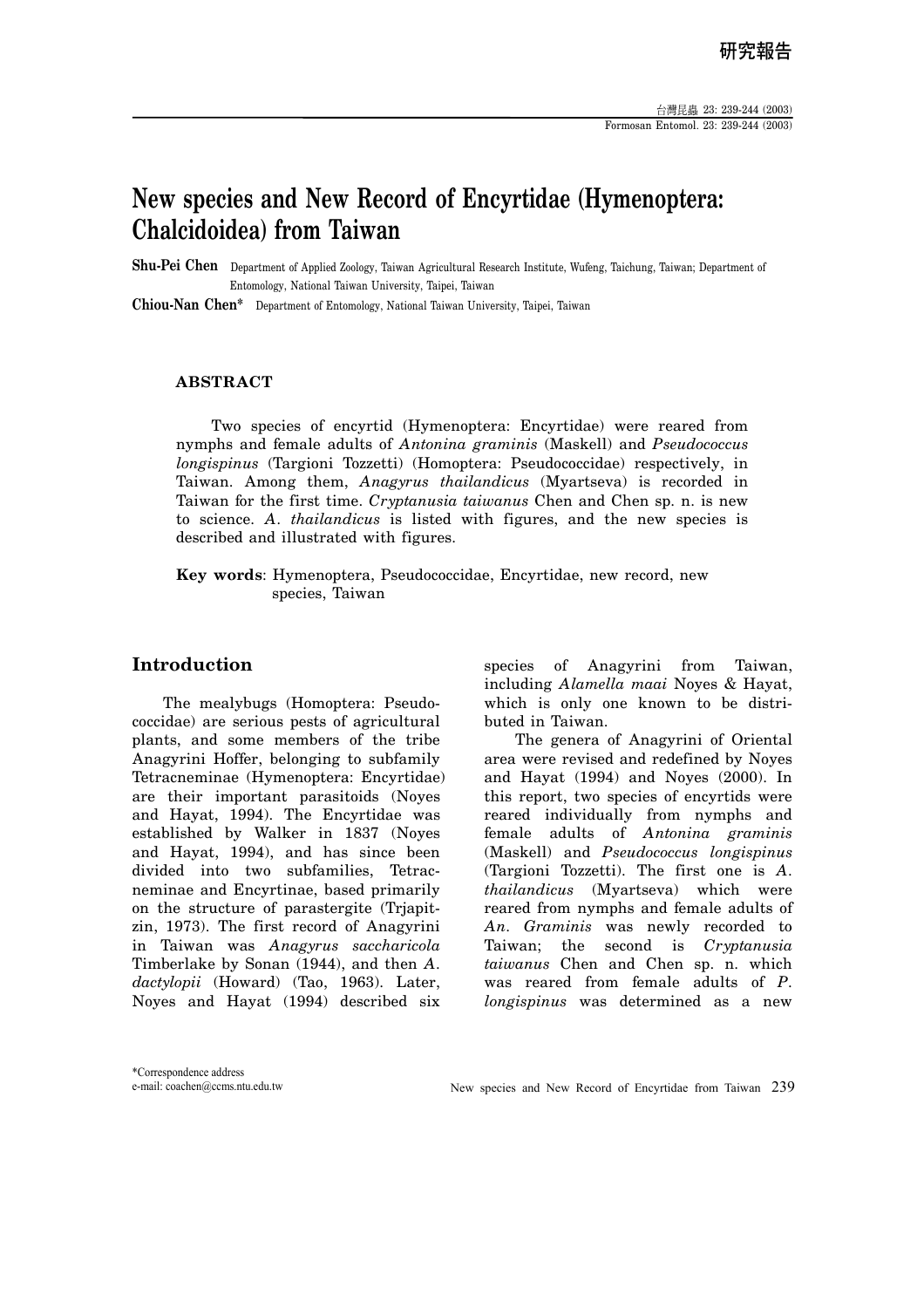# New species and New Record of Encyrtidae (Hymenoptera: Chalcidoidea) from Taiwan

**Shu-Pei Chen** Department of Applied Zoology, Taiwan Agricultural Research Institute, Wufeng, Taichung, Taiwan; Department of Entomology, National Taiwan University, Taipei, Taiwan

**Chiou-Nan Chen*** Department of Entomology, National Taiwan University, Taipei, Taiwan

## ABSTRACT

Two species of encyrtid (Hymenoptera: Encyrtidae) were reared from nymphs and female adults of *Antonina graminis* (Maskell) and *Pseudococcus longispinus* (Targioni Tozzetti) (Homoptera: Pseudococcidae) respectively, in Taiwan. Among them, *Anagyrus thailandicus* (Myartseva) is recorded in Taiwan for the first time. *Cryptanusia taiwanus* Chen and Chen sp. n. is new to science. *A. thailandicus* is listed with figures, and the new species is described and illustrated with figures.

**Key words**: Hymenoptera, Pseudococcidae, Encyrtidae, new record, new species, Taiwan

## Introduction

The mealybugs (Homoptera: Pseudococcidae) are serious pests of agricultural plants, and some members of the tribe Anagyrini Hoffer, belonging to subfamily Tetracneminae (Hymenoptera: Encyrtidae) are their important parasitoids (Noyes and Hayat, 1994). The Encyrtidae was established by Walker in 1837 (Noyes and Hayat, 1994), and has since been divided into two subfamilies, Tetracneminae and Encyrtinae, based primarily on the structure of parastergite (Trjapitzin, 1973). The first record of Anagyrini in Taiwan was *Anagyrus saccharicola* Timberlake by Sonan (1944), and then *A. dactylopii* (Howard) (Tao, 1963). Later, Noyes and Hayat (1994) described six species of Anagyrini from Taiwan, including *Alamella maai* Noyes & Hayat, which is only one known to be distributed in Taiwan.

The genera of Anagyrini of Oriental area were revised and redefined by Noyes and Hayat (1994) and Noyes (2000). In this report, two species of encyrtids were reared individually from nymphs and female adults of *Antonina graminis* (Maskell) and *Pseudococcus longispinus* (Targioni Tozzetti). The first one is *A. thailandicus* (Myartseva) which were reared from nymphs and female adults of *An. Graminis* was newly recorded to Taiwan; the second is *Cryptanusia taiwanus* Chen and Chen sp. n. which was reared from female adults of *P. longispinus* was determined as a new

*Correspondence address
e-mail: coachen@ccms.ntu.edu.tw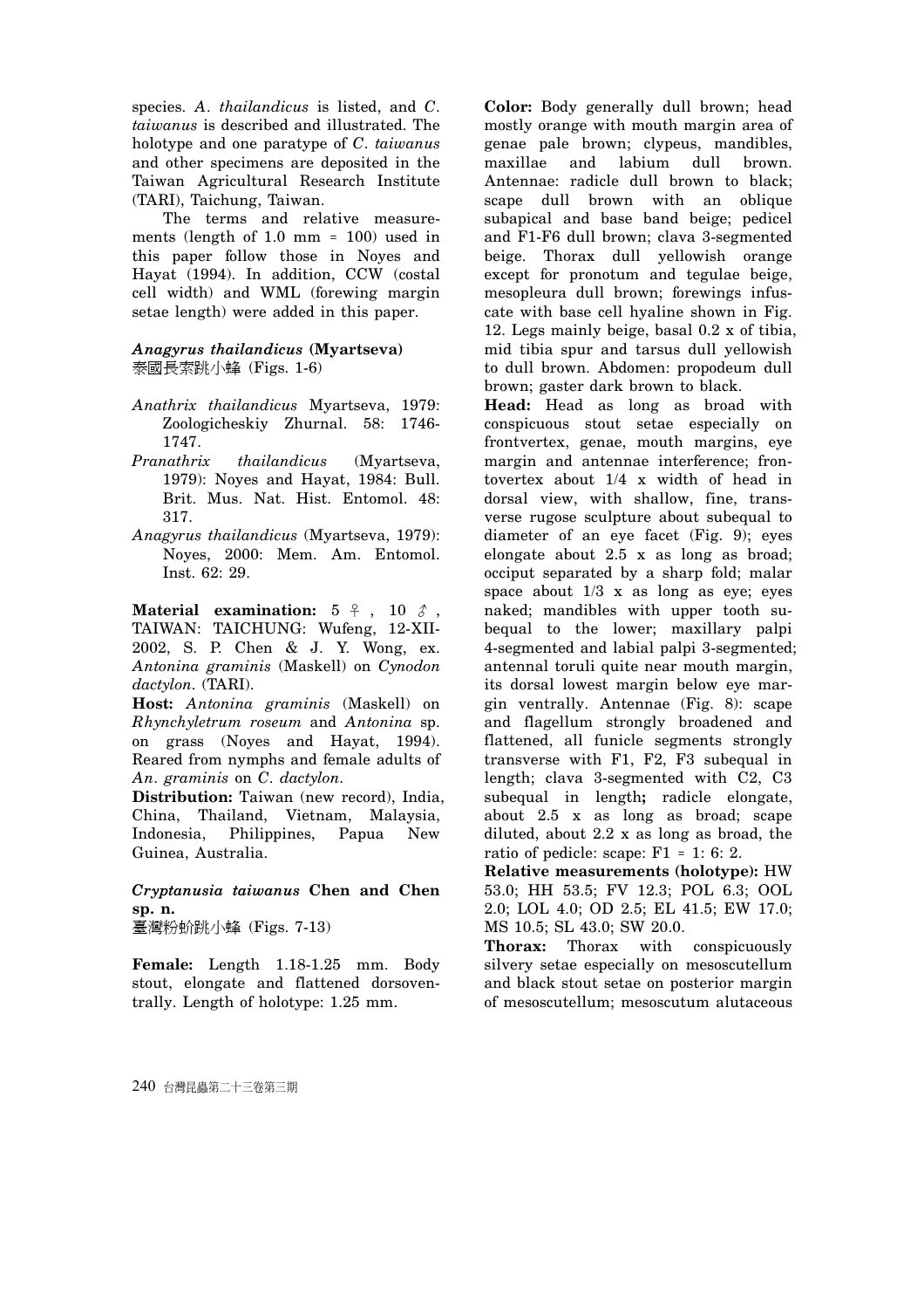species. *A. thailandicus* is listed, and *C. taiwanus* is described and illustrated. The holotype and one paratype of *C. taiwanus* and other specimens are deposited in the Taiwan Agricultural Research Institute (TARI), Taichung, Taiwan.

The terms and relative measurements (length of 1.0 mm = 100) used in this paper follow those in Noyes and Hayat (1994). In addition, CCW (costal cell width) and WML (forewing margin setae length) were added in this paper.

### *Anagyrus thailandicus* (Myartseva)

泰國長索跳小蜂 (Figs. 1-6)

- *Anathrix thailandicus* Myartseva, 1979: Zoologicheskiy Zhurnal. 58: 1746-1747.
- *Pranathrix thailandicus* (Myartseva, 1979): Noyes and Hayat, 1984: Bull. Brit. Mus. Nat. Hist. Entomol. 48: 317.
- *Anagyrus thailandicus* (Myartseva, 1979): Noyes, 2000: Mem. Am. Entomol. Inst. 62: 29.

**Material examination:** 5 ♀, 10 ♂, TAIWAN: TAICHUNG: Wufeng, 12-XII-2002, S. P. Chen & J. Y. Wong, ex. *Antonina graminis* (Maskell) on *Cynodon dactylon*. (TARI).

**Host:** *Antonina graminis* (Maskell) on *Rhynchyletrum roseum* and *Antonina* sp. on grass (Noyes and Hayat, 1994). Reared from nymphs and female adults of *An. graminis* on *C. dactylon*.

**Distribution:** Taiwan (new record), India, China, Thailand, Vietnam, Malaysia, Indonesia, Philippines, Papua New Guinea, Australia.

### *Cryptanusia taiwanus* Chen and Chen sp. n.

臺灣粉蚧跳小蜂 (Figs. 7-13)

**Female:** Length 1.18-1.25 mm. Body stout, elongate and flattened dorsoventrally. Length of holotype: 1.25 mm.

**Color:** Body generally dull brown; head mostly orange with mouth margin area of genae pale brown; clypeus, mandibles, maxillae and labium dull brown. Antennae: radicle dull brown to black; scape dull brown with an oblique subapical and base band beige; pedicel and F1-F6 dull brown; clava 3-segmented beige. Thorax dull yellowish orange except for pronotum and tegulae beige, mesopleura dull brown; forewings infuscate with base cell hyaline shown in Fig. 12. Legs mainly beige, basal 0.2 x of tibia, mid tibia spur and tarsus dull yellowish to dull brown. Abdomen: propodeum dull brown; gaster dark brown to black.

**Head:** Head as long as broad with conspicuous stout setae especially on frontvertex, genae, mouth margins, eye margin and antennae interference; frontovertex about 1/4 x width of head in dorsal view, with shallow, fine, transverse rugose sculpture about subequal to diameter of an eye facet (Fig. 9); eyes elongate about 2.5 x as long as broad; occiput separated by a sharp fold; malar space about 1/3 x as long as eye; eyes naked; mandibles with upper tooth subequal to the lower; maxillary palpi 4-segmented and labial palpi 3-segmented; antennal toruli quite near mouth margin, its dorsal lowest margin below eye margin ventrally. Antennae (Fig. 8): scape and flagellum strongly broadened and flattened, all funicle segments strongly transverse with F1, F2, F3 subequal in length; clava 3-segmented with C2, C3 subequal in length**;** radicle elongate, about 2.5 x as long as broad; scape diluted, about 2.2 x as long as broad, the ratio of pedicle: scape: F1 = 1: 6: 2.

**Relative measurements (holotype):** HW 53.0; HH 53.5; FV 12.3; POL 6.3; OOL 2.0; LOL 4.0; OD 2.5; EL 41.5; EW 17.0; MS 10.5; SL 43.0; SW 20.0.

**Thorax:** Thorax with conspicuously silvery setae especially on mesoscutellum and black stout setae on posterior margin of mesoscutellum; mesoscutum alutaceous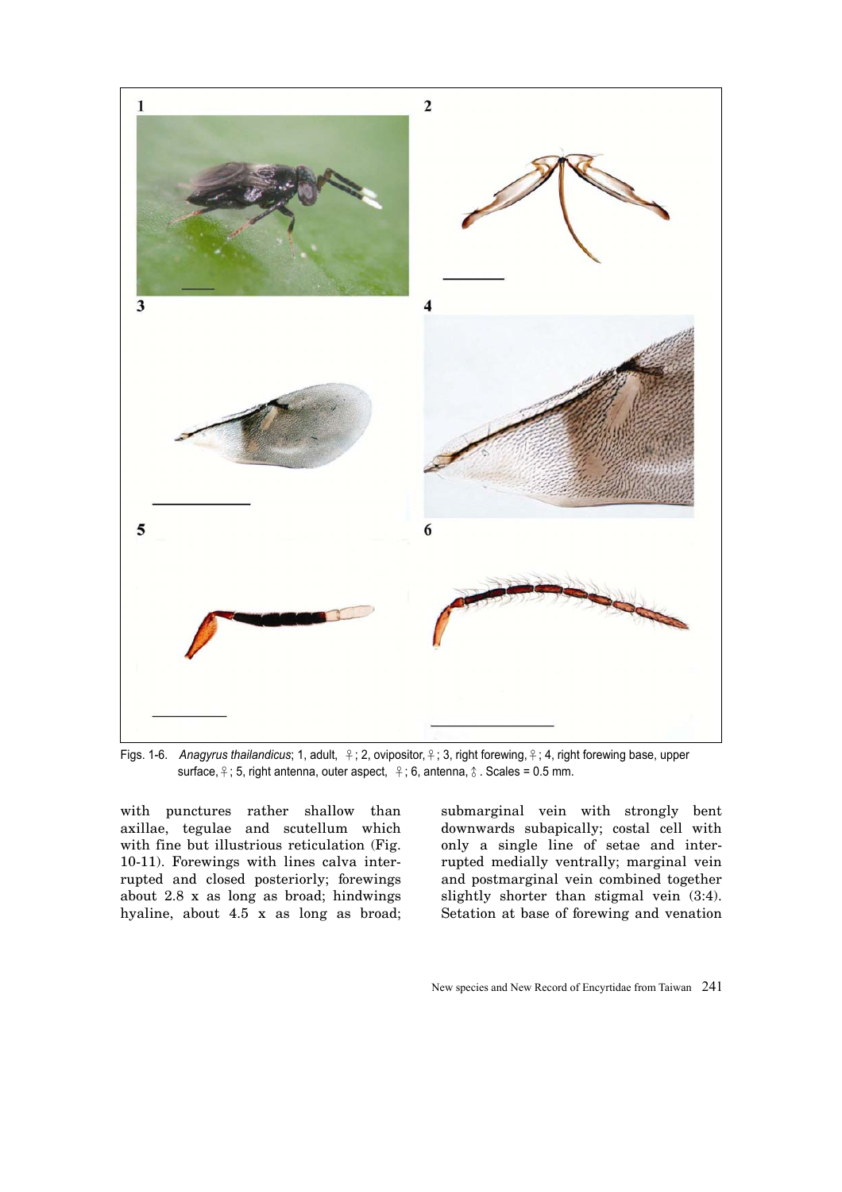Figs. 1-6. *Anagyrus thailandicus*; 1, adult, ♀; 2, ovipositor, ♀; 3, right forewing, ♀; 4, right forewing base, upper surface, ♀; 5, right antenna, outer aspect, ♀; 6, antenna, ♂. Scales = 0.5 mm.

with punctures rather shallow than axillae, tegulae and scutellum which with fine but illustrious reticulation (Fig. 10-11). Forewings with lines calva interrupted and closed posteriorly; forewings about 2.8 x as long as broad; hindwings hyaline, about 4.5 x as long as broad; submarginal vein with strongly bent downwards subapically; costal cell with only a single line of setae and interrupted medially ventrally; marginal vein and postmarginal vein combined together slightly shorter than stigmal vein (3:4). Setation at base of forewing and venation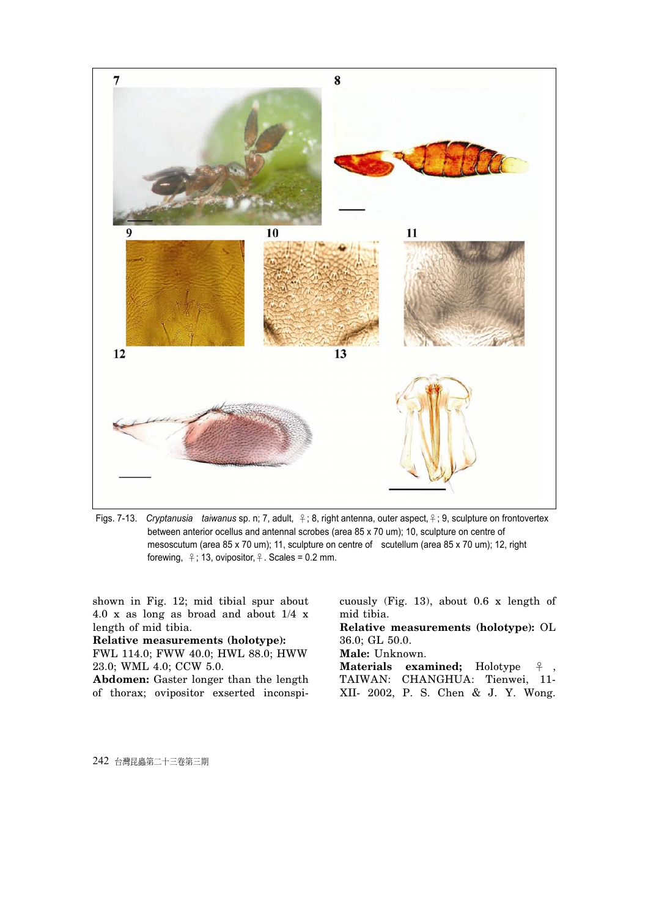Figs. 7-13. *Cryptanusia taiwanus* sp. n; 7, adult, ♀; 8, right antenna, outer aspect, ♀; 9, sculpture on frontovertex between anterior ocellus and antennal scrobes (area 85 x 70 um); 10, sculpture on centre of mesoscutum (area 85 x 70 um); 11, sculpture on centre of scutellum (area 85 x 70 um); 12, right forewing, ♀; 13, ovipositor, ♀. Scales = 0.2 mm.

shown in Fig. 12; mid tibial spur about 4.0 x as long as broad and about 1/4 x length of mid tibia.

**Relative measurements (holotype):** FWL 114.0; FWW 40.0; HWL 88.0; HWW 23.0; WML 4.0; CCW 5.0.

**Abdomen:** Gaster longer than the length of thorax; ovipositor exserted inconspicuously (Fig. 13), about 0.6 x length of mid tibia.

**Relative measurements (holotype):** OL 36.0; GL 50.0.

**Male:** Unknown.

**Materials examined;** Holotype ♀, TAIWAN: CHANGHUA: Tienwei, 11-XII- 2002, P. S. Chen & J. Y. Wong.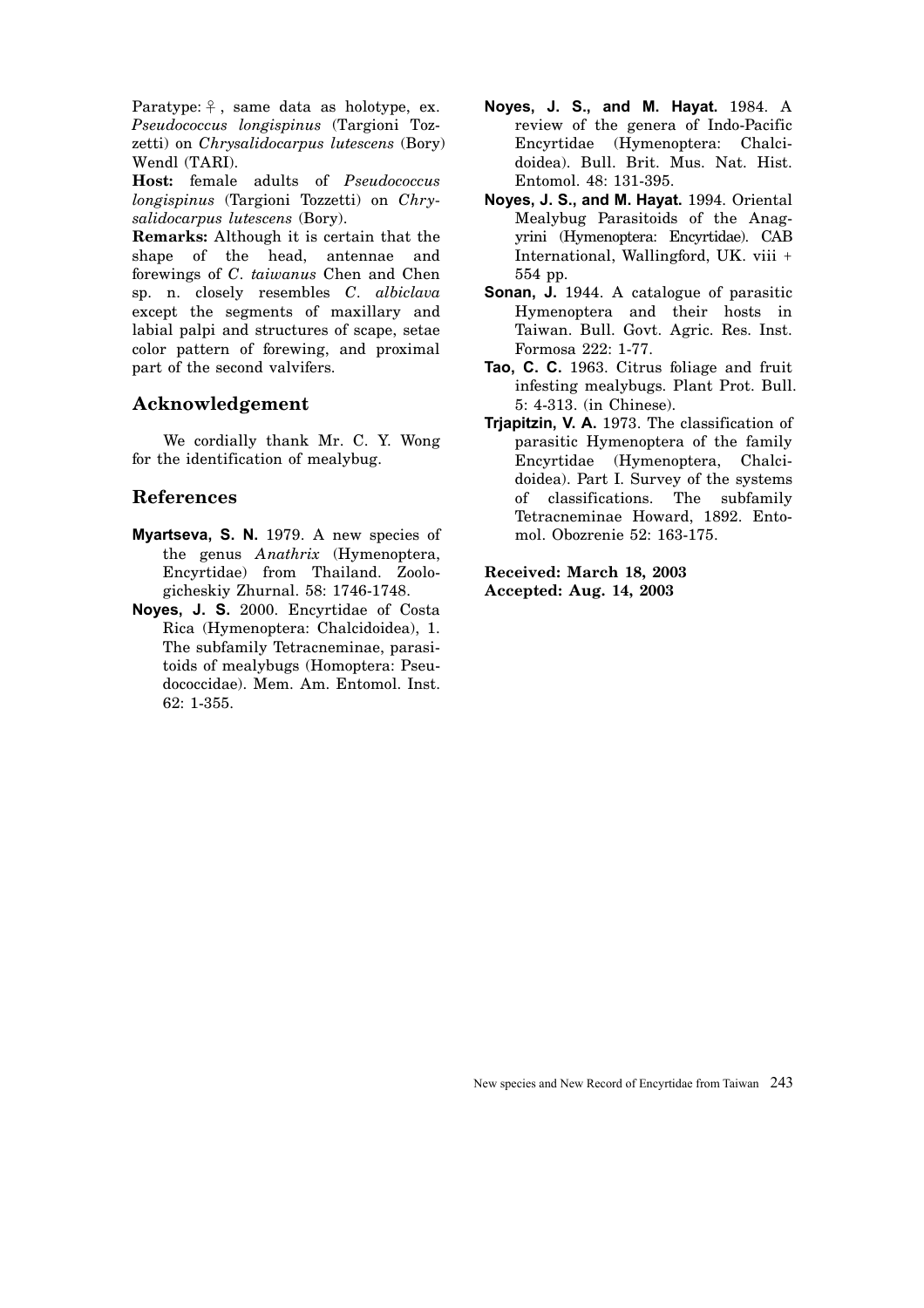Paratype: ♀, same data as holotype, ex. *Pseudococcus longispinus* (Targioni Tozzetti) on *Chrysalidocarpus lutescens* (Bory) Wendl (TARI).

**Host:** female adults of *Pseudococcus longispinus* (Targioni Tozzetti) on *Chrysalidocarpus lutescens* (Bory).

**Remarks:** Although it is certain that the shape of the head, antennae and forewings of *C. taiwanus* Chen and Chen sp. n. closely resembles *C. albiclava* except the segments of maxillary and labial palpi and structures of scape, setae color pattern of forewing, and proximal part of the second valvifers.

## Acknowledgement

We cordially thank Mr. C. Y. Wong for the identification of mealybug.

## References

**Myartseva, S. N.** 1979. A new species of the genus *Anathrix* (Hymenoptera, Encyrtidae) from Thailand. Zoologicheskiy Zhurnal. 58: 1746-1748.

**Noyes, J. S.** 2000. Encyrtidae of Costa Rica (Hymenoptera: Chalcidoidea), 1. The subfamily Tetracneminae, parasitoids of mealybugs (Homoptera: Pseudococcidae). Mem. Am. Entomol. Inst. 62: 1-355.

**Noyes, J. S., and M. Hayat.** 1984. A review of the genera of Indo-Pacific Encyrtidae (Hymenoptera: Chalcidoidea). Bull. Brit. Mus. Nat. Hist. Entomol. 48: 131-395.

**Noyes, J. S., and M. Hayat.** 1994. Oriental Mealybug Parasitoids of the Anagyrini (Hymenoptera: Encyrtidae). CAB International, Wallingford, UK. viii + 554 pp.

**Sonan, J.** 1944. A catalogue of parasitic Hymenoptera and their hosts in Taiwan. Bull. Govt. Agric. Res. Inst. Formosa 222: 1-77.

**Tao, C. C.** 1963. Citrus foliage and fruit infesting mealybugs. Plant Prot. Bull. 5: 4-313. (in Chinese).

**Trjapitzin, V. A.** 1973. The classification of parasitic Hymenoptera of the family Encyrtidae (Hymenoptera, Chalcidoidea). Part I. Survey of the systems of classifications. The subfamily Tetracneminae Howard, 1892. Entomol. Obozrenie 52: 163-175.

**Received: March 18, 2003**
**Accepted: Aug. 14, 2003**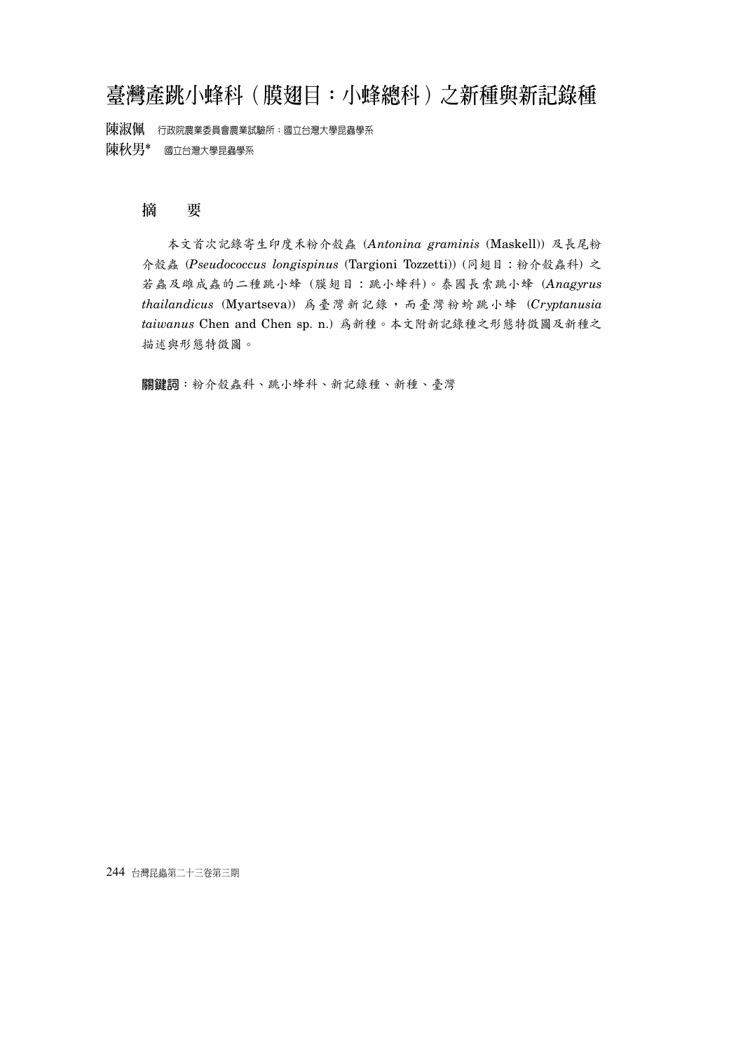# 臺灣產跳小蜂科（膜翅目：小蜂總科）之新種與新記錄種

陳淑佩　行政院農業委員會農業試驗所；國立台灣大學昆蟲學系

陳秋男*　國立台灣大學昆蟲學系

## 摘　要

本文首次記錄寄生印度禾粉介殼蟲 (*Antonina graminis* (Maskell)) 及長尾粉介殼蟲 (*Pseudococcus longispinus* (Targioni Tozzetti)) (同翅目：粉介殼蟲科) 之若蟲及雌成蟲的二種跳小蜂 (膜翅目：跳小蜂科)。泰國長索跳小蜂 (*Anagyrus thailandicus* (Myartseva)) 爲臺灣新記錄，而臺灣粉蚧跳小蜂 (*Cryptanusia taiwanus* Chen and Chen sp. n.) 爲新種。本文附新記錄種之形態特徵圖及新種之描述與形態特徵圖。

**關鍵詞**：粉介殼蟲科、跳小蜂科、新記錄種、新種、臺灣